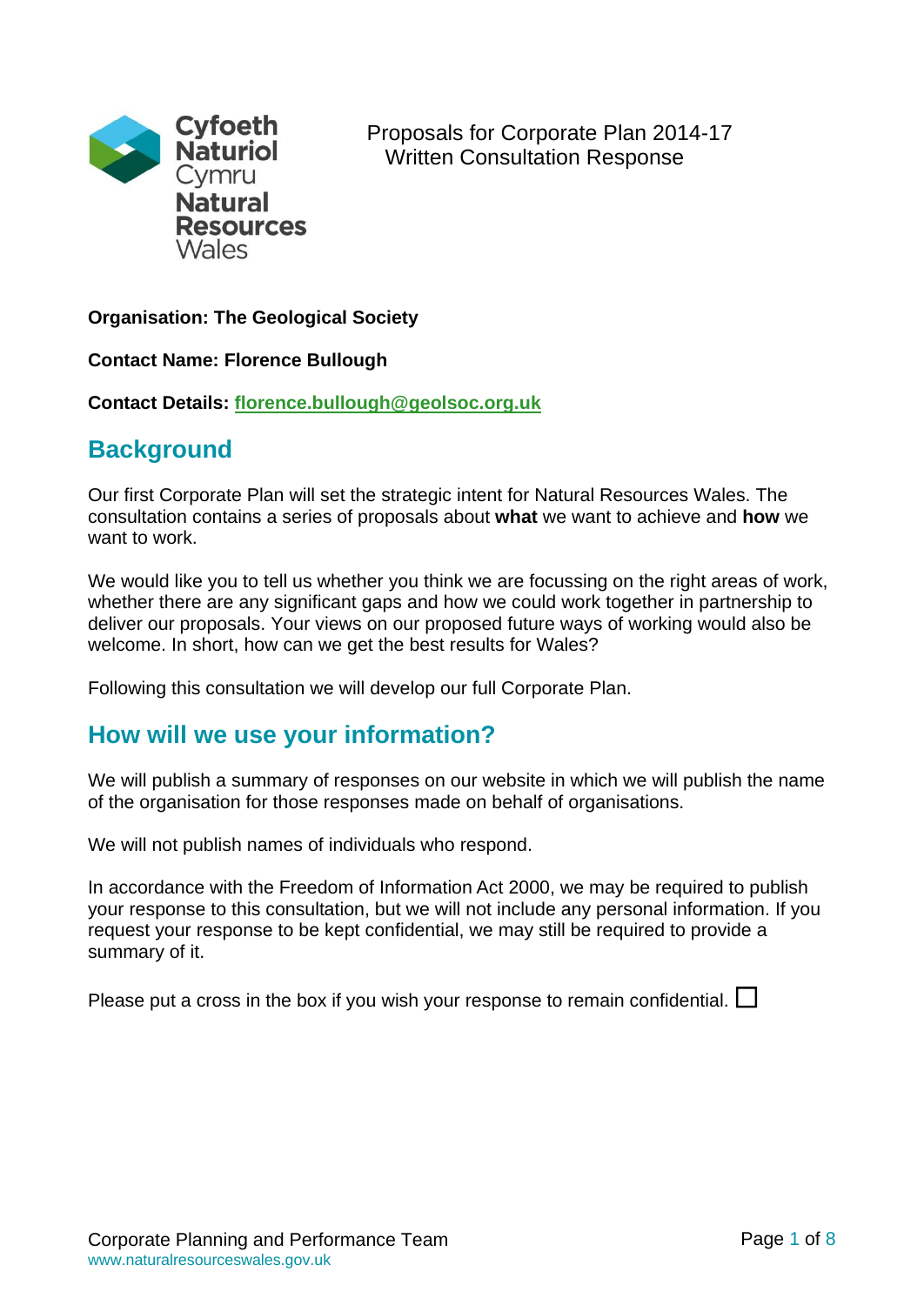Cyfoeth Naturiol Cymru
Natural Resources Wales

Proposals for Corporate Plan 2014-17
Written Consultation Response

**Organisation: The Geological Society**

**Contact Name: Florence Bullough**

**Contact Details: florence.bullough@geolsoc.org.uk**

## Background

Our first Corporate Plan will set the strategic intent for Natural Resources Wales. The consultation contains a series of proposals about **what** we want to achieve and **how** we want to work.

We would like you to tell us whether you think we are focussing on the right areas of work, whether there are any significant gaps and how we could work together in partnership to deliver our proposals. Your views on our proposed future ways of working would also be welcome. In short, how can we get the best results for Wales?

Following this consultation we will develop our full Corporate Plan.

## How will we use your information?

We will publish a summary of responses on our website in which we will publish the name of the organisation for those responses made on behalf of organisations.

We will not publish names of individuals who respond.

In accordance with the Freedom of Information Act 2000, we may be required to publish your response to this consultation, but we will not include any personal information. If you request your response to be kept confidential, we may still be required to provide a summary of it.

Please put a cross in the box if you wish your response to remain confidential. ☐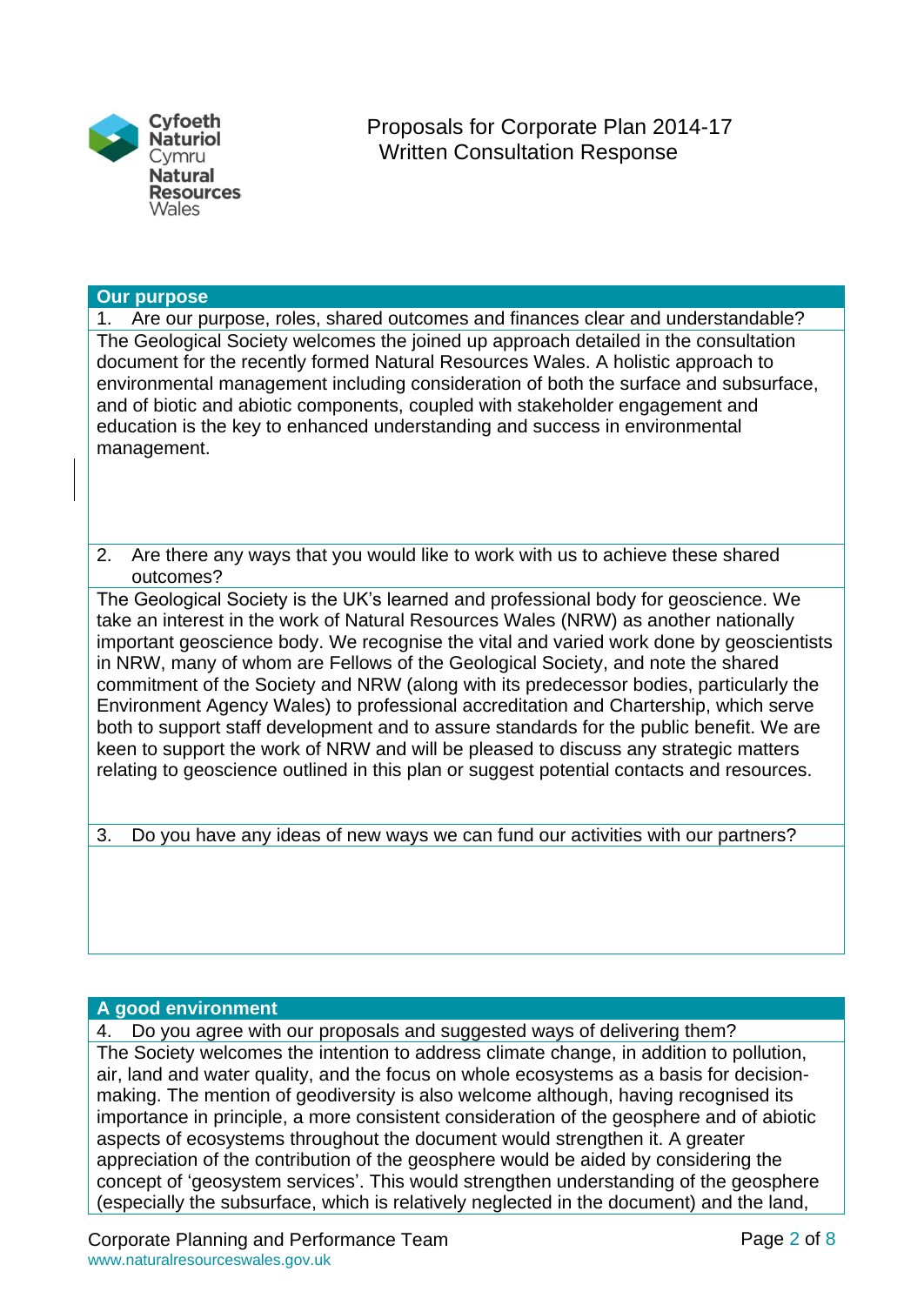Cyfoeth Naturiol Cymru
Natural Resources Wales

Proposals for Corporate Plan 2014-17
Written Consultation Response

## Our purpose

1. Are our purpose, roles, shared outcomes and finances clear and understandable?

The Geological Society welcomes the joined up approach detailed in the consultation document for the recently formed Natural Resources Wales. A holistic approach to environmental management including consideration of both the surface and subsurface, and of biotic and abiotic components, coupled with stakeholder engagement and education is the key to enhanced understanding and success in environmental management.

2. Are there any ways that you would like to work with us to achieve these shared outcomes?

The Geological Society is the UK's learned and professional body for geoscience. We take an interest in the work of Natural Resources Wales (NRW) as another nationally important geoscience body. We recognise the vital and varied work done by geoscientists in NRW, many of whom are Fellows of the Geological Society, and note the shared commitment of the Society and NRW (along with its predecessor bodies, particularly the Environment Agency Wales) to professional accreditation and Chartership, which serve both to support staff development and to assure standards for the public benefit. We are keen to support the work of NRW and will be pleased to discuss any strategic matters relating to geoscience outlined in this plan or suggest potential contacts and resources.

3. Do you have any ideas of new ways we can fund our activities with our partners?

## A good environment

4. Do you agree with our proposals and suggested ways of delivering them?

The Society welcomes the intention to address climate change, in addition to pollution, air, land and water quality, and the focus on whole ecosystems as a basis for decision-making. The mention of geodiversity is also welcome although, having recognised its importance in principle, a more consistent consideration of the geosphere and of abiotic aspects of ecosystems throughout the document would strengthen it. A greater appreciation of the contribution of the geosphere would be aided by considering the concept of 'geosystem services'. This would strengthen understanding of the geosphere (especially the subsurface, which is relatively neglected in the document) and the land,

Corporate Planning and Performance Team
www.naturalresourceswales.gov.uk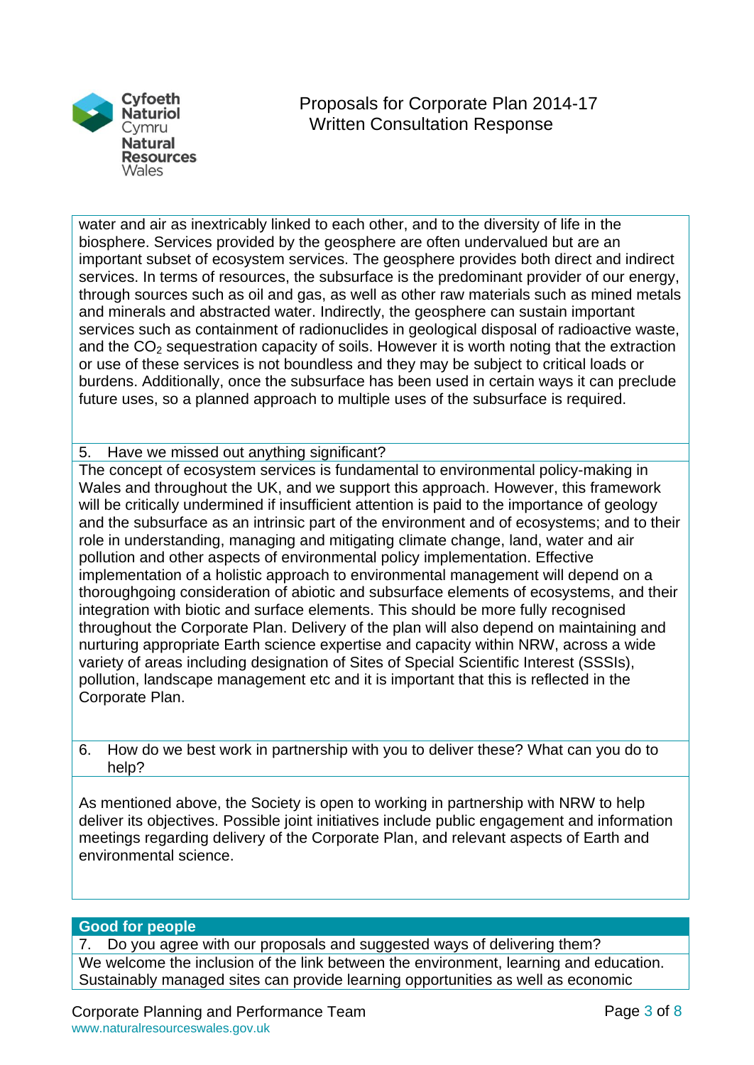water and air as inextricably linked to each other, and to the diversity of life in the biosphere. Services provided by the geosphere are often undervalued but are an important subset of ecosystem services. The geosphere provides both direct and indirect services. In terms of resources, the subsurface is the predominant provider of our energy, through sources such as oil and gas, as well as other raw materials such as mined metals and minerals and abstracted water. Indirectly, the geosphere can sustain important services such as containment of radionuclides in geological disposal of radioactive waste, and the $CO_2$ sequestration capacity of soils. However it is worth noting that the extraction or use of these services is not boundless and they may be subject to critical loads or burdens. Additionally, once the subsurface has been used in certain ways it can preclude future uses, so a planned approach to multiple uses of the subsurface is required.

5. Have we missed out anything significant?

The concept of ecosystem services is fundamental to environmental policy-making in Wales and throughout the UK, and we support this approach. However, this framework will be critically undermined if insufficient attention is paid to the importance of geology and the subsurface as an intrinsic part of the environment and of ecosystems; and to their role in understanding, managing and mitigating climate change, land, water and air pollution and other aspects of environmental policy implementation. Effective implementation of a holistic approach to environmental management will depend on a thoroughgoing consideration of abiotic and subsurface elements of ecosystems, and their integration with biotic and surface elements. This should be more fully recognised throughout the Corporate Plan. Delivery of the plan will also depend on maintaining and nurturing appropriate Earth science expertise and capacity within NRW, across a wide variety of areas including designation of Sites of Special Scientific Interest (SSSIs), pollution, landscape management etc and it is important that this is reflected in the Corporate Plan.

6. How do we best work in partnership with you to deliver these? What can you do to help?

As mentioned above, the Society is open to working in partnership with NRW to help deliver its objectives. Possible joint initiatives include public engagement and information meetings regarding delivery of the Corporate Plan, and relevant aspects of Earth and environmental science.

## Good for people

7. Do you agree with our proposals and suggested ways of delivering them?

We welcome the inclusion of the link between the environment, learning and education. Sustainably managed sites can provide learning opportunities as well as economic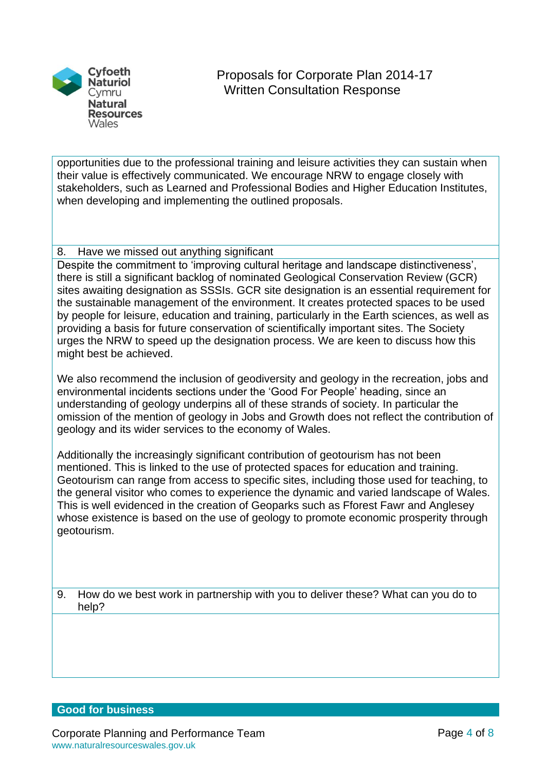opportunities due to the professional training and leisure activities they can sustain when their value is effectively communicated. We encourage NRW to engage closely with stakeholders, such as Learned and Professional Bodies and Higher Education Institutes, when developing and implementing the outlined proposals.

8. Have we missed out anything significant

Despite the commitment to 'improving cultural heritage and landscape distinctiveness', there is still a significant backlog of nominated Geological Conservation Review (GCR) sites awaiting designation as SSSIs. GCR site designation is an essential requirement for the sustainable management of the environment. It creates protected spaces to be used by people for leisure, education and training, particularly in the Earth sciences, as well as providing a basis for future conservation of scientifically important sites. The Society urges the NRW to speed up the designation process. We are keen to discuss how this might best be achieved.

We also recommend the inclusion of geodiversity and geology in the recreation, jobs and environmental incidents sections under the 'Good For People' heading, since an understanding of geology underpins all of these strands of society. In particular the omission of the mention of geology in Jobs and Growth does not reflect the contribution of geology and its wider services to the economy of Wales.

Additionally the increasingly significant contribution of geotourism has not been mentioned. This is linked to the use of protected spaces for education and training. Geotourism can range from access to specific sites, including those used for teaching, to the general visitor who comes to experience the dynamic and varied landscape of Wales. This is well evidenced in the creation of Geoparks such as Fforest Fawr and Anglesey whose existence is based on the use of geology to promote economic prosperity through geotourism.

9. How do we best work in partnership with you to deliver these? What can you do to help?

## Good for business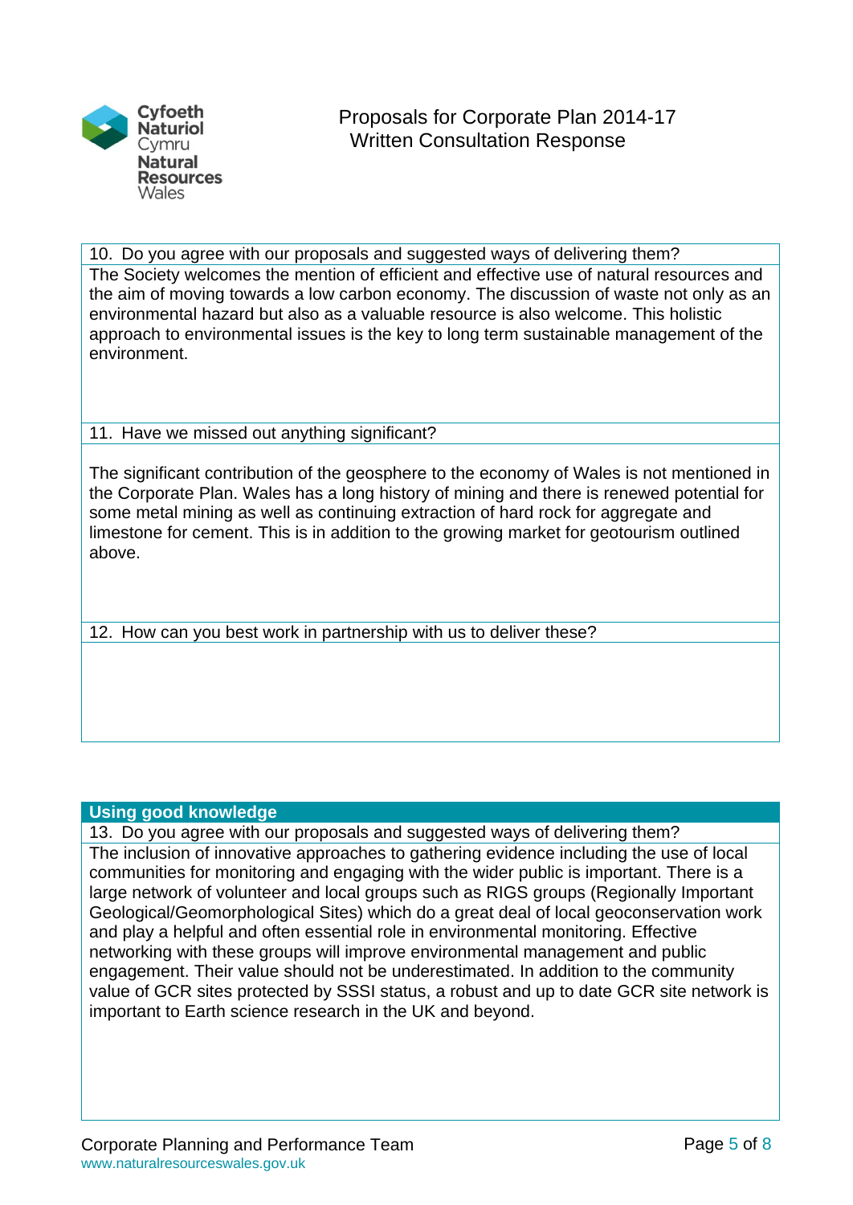Proposals for Corporate Plan 2014-17
Written Consultation Response

**10. Do you agree with our proposals and suggested ways of delivering them?**

The Society welcomes the mention of efficient and effective use of natural resources and the aim of moving towards a low carbon economy. The discussion of waste not only as an environmental hazard but also as a valuable resource is also welcome. This holistic approach to environmental issues is the key to long term sustainable management of the environment.

**11. Have we missed out anything significant?**

The significant contribution of the geosphere to the economy of Wales is not mentioned in the Corporate Plan. Wales has a long history of mining and there is renewed potential for some metal mining as well as continuing extraction of hard rock for aggregate and limestone for cement. This is in addition to the growing market for geotourism outlined above.

**12. How can you best work in partnership with us to deliver these?**

## Using good knowledge

**13. Do you agree with our proposals and suggested ways of delivering them?**

The inclusion of innovative approaches to gathering evidence including the use of local communities for monitoring and engaging with the wider public is important. There is a large network of volunteer and local groups such as RIGS groups (Regionally Important Geological/Geomorphological Sites) which do a great deal of local geoconservation work and play a helpful and often essential role in environmental monitoring. Effective networking with these groups will improve environmental management and public engagement. Their value should not be underestimated. In addition to the community value of GCR sites protected by SSSI status, a robust and up to date GCR site network is important to Earth science research in the UK and beyond.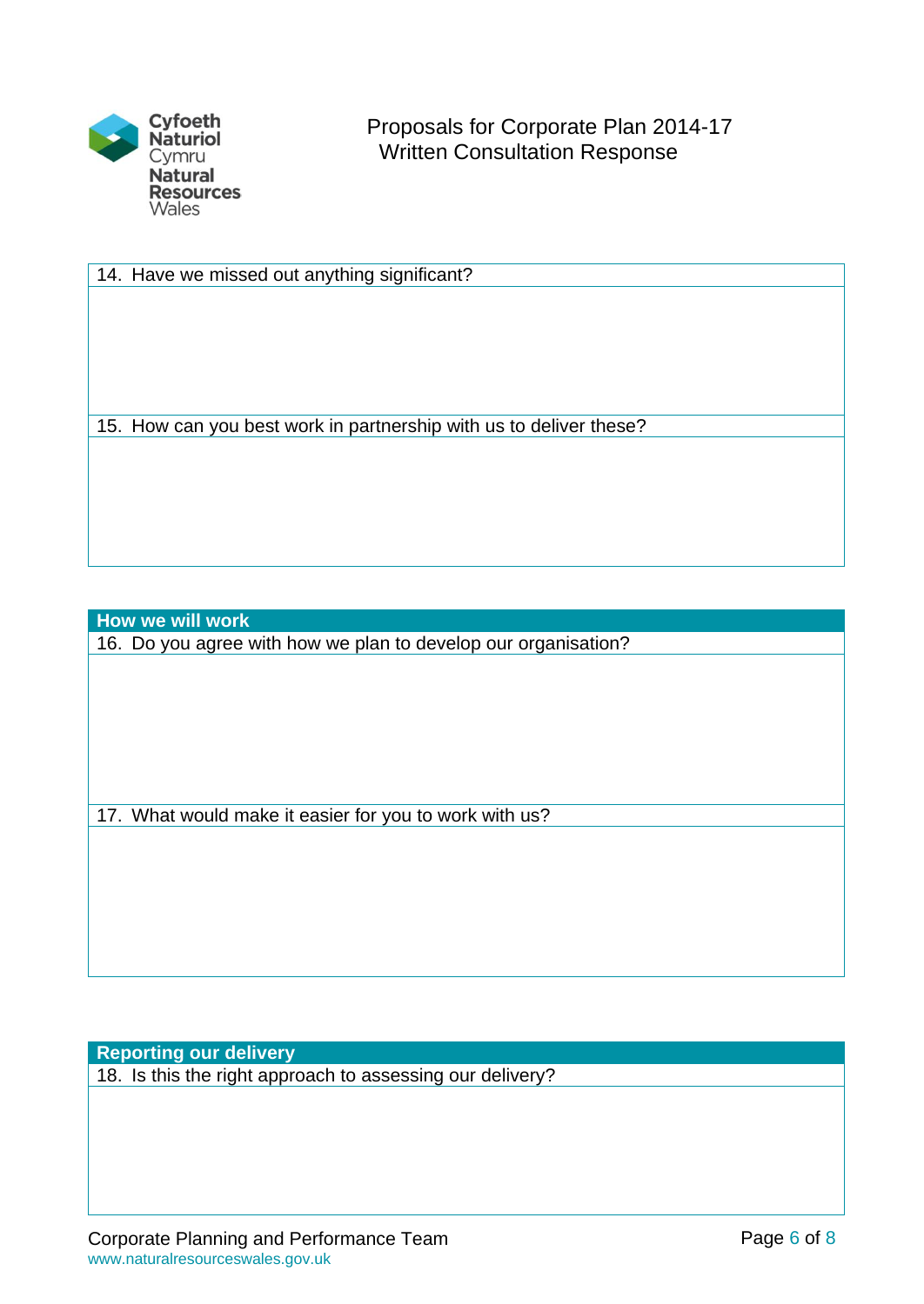Proposals for Corporate Plan 2014-17
Written Consultation Response

| 14. Have we missed out anything significant? |
| --- |
| |
| 15. How can you best work in partnership with us to deliver these? |
| |

| **How we will work** |
| --- |
| 16. Do you agree with how we plan to develop our organisation? |
| |
| 17. What would make it easier for you to work with us? |
| |

| **Reporting our delivery** |
| --- |
| 18. Is this the right approach to assessing our delivery? |
| |

Corporate Planning and Performance Team
www.naturalresourceswales.gov.uk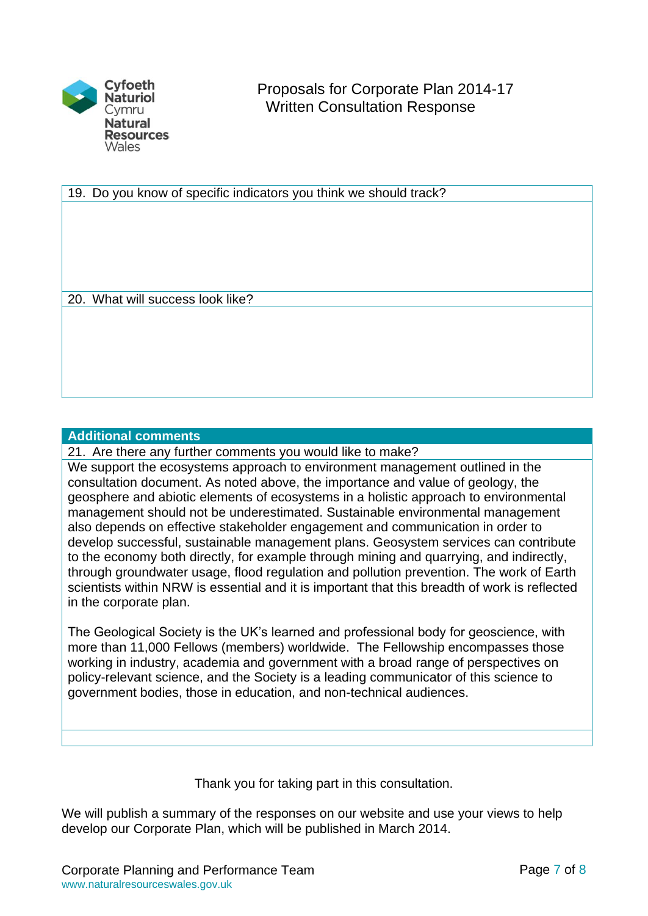19. Do you know of specific indicators you think we should track?

20. What will success look like?

## Additional comments

21. Are there any further comments you would like to make?

We support the ecosystems approach to environment management outlined in the consultation document. As noted above, the importance and value of geology, the geosphere and abiotic elements of ecosystems in a holistic approach to environmental management should not be underestimated. Sustainable environmental management also depends on effective stakeholder engagement and communication in order to develop successful, sustainable management plans. Geosystem services can contribute to the economy both directly, for example through mining and quarrying, and indirectly, through groundwater usage, flood regulation and pollution prevention. The work of Earth scientists within NRW is essential and it is important that this breadth of work is reflected in the corporate plan.

The Geological Society is the UK's learned and professional body for geoscience, with more than 11,000 Fellows (members) worldwide. The Fellowship encompasses those working in industry, academia and government with a broad range of perspectives on policy-relevant science, and the Society is a leading communicator of this science to government bodies, those in education, and non-technical audiences.

Thank you for taking part in this consultation.

We will publish a summary of the responses on our website and use your views to help develop our Corporate Plan, which will be published in March 2014.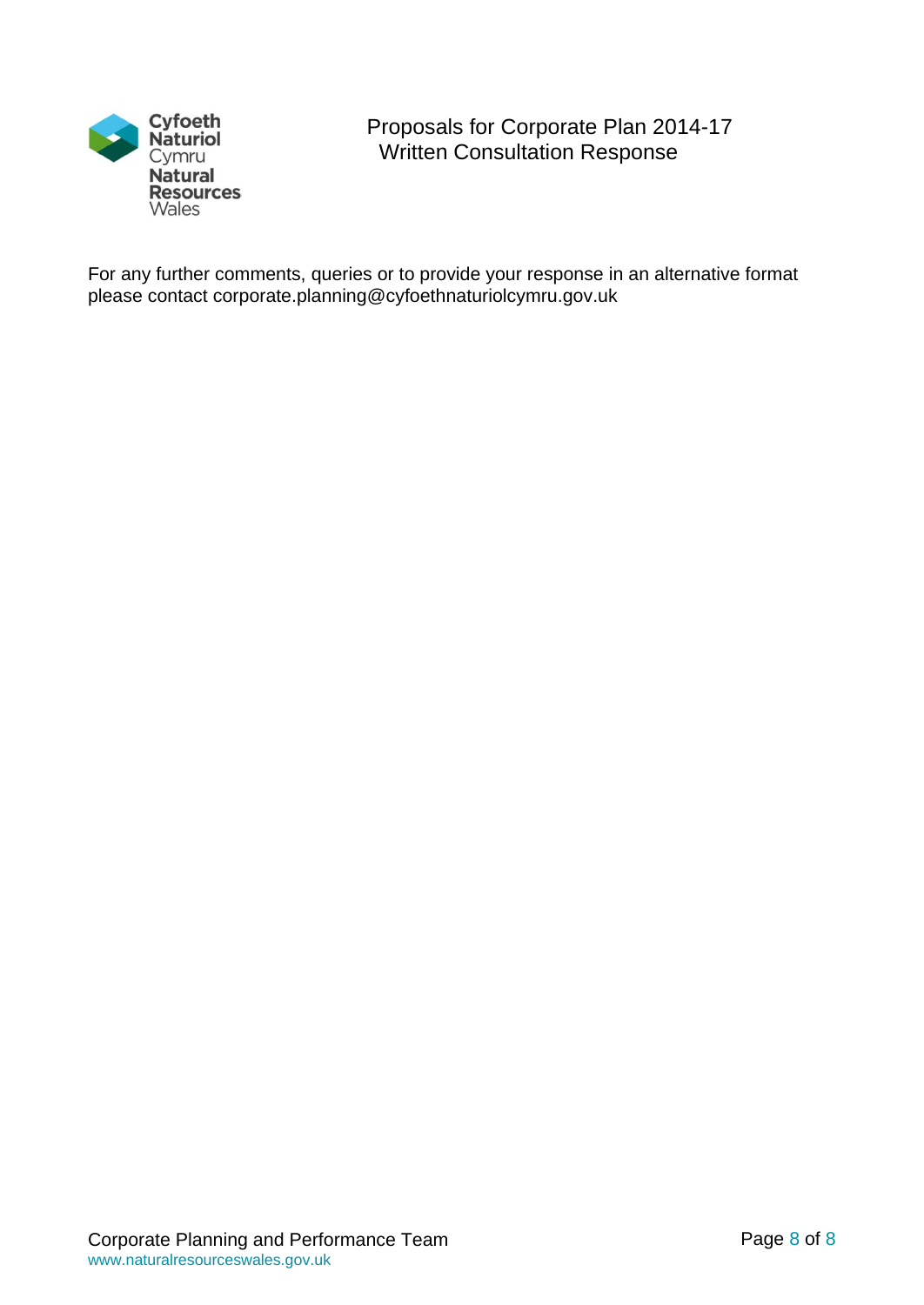For any further comments, queries or to provide your response in an alternative format please contact corporate.planning@cyfoethnaturiolcymru.gov.uk